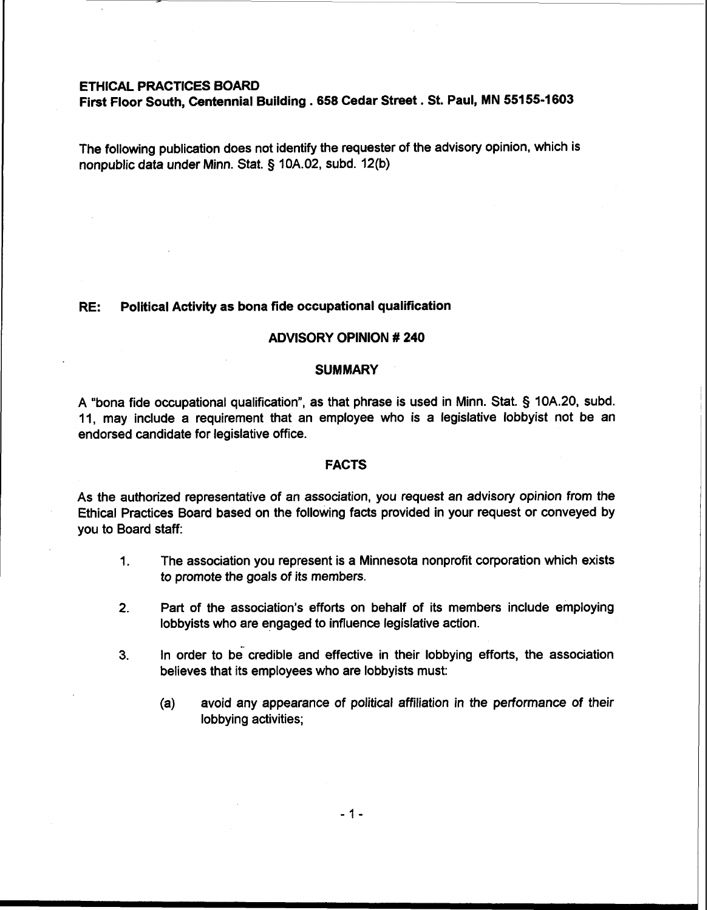**ETHICAL PRACTICES BOARD**
**First Floor South, Centennial Building . 658 Cedar Street . St. Paul, MN 55155-1603**

The following publication does not identify the requester of the advisory opinion, which is nonpublic data under Minn. Stat. § 10A.02, subd. 12(b)

**RE: Political Activity as bona fide occupational qualification**

## ADVISORY OPINION # 240

### SUMMARY

A "bona fide occupational qualification", as that phrase is used in Minn. Stat. § 10A.20, subd. 11, may include a requirement that an employee who is a legislative lobbyist not be an endorsed candidate for legislative office.

### FACTS

As the authorized representative of an association, you request an advisory opinion from the Ethical Practices Board based on the following facts provided in your request or conveyed by you to Board staff:

1. The association you represent is a Minnesota nonprofit corporation which exists to promote the goals of its members.

2. Part of the association's efforts on behalf of its members include employing lobbyists who are engaged to influence legislative action.

3. In order to be credible and effective in their lobbying efforts, the association believes that its employees who are lobbyists must:

   (a) avoid any appearance of political affiliation in the performance of their lobbying activities;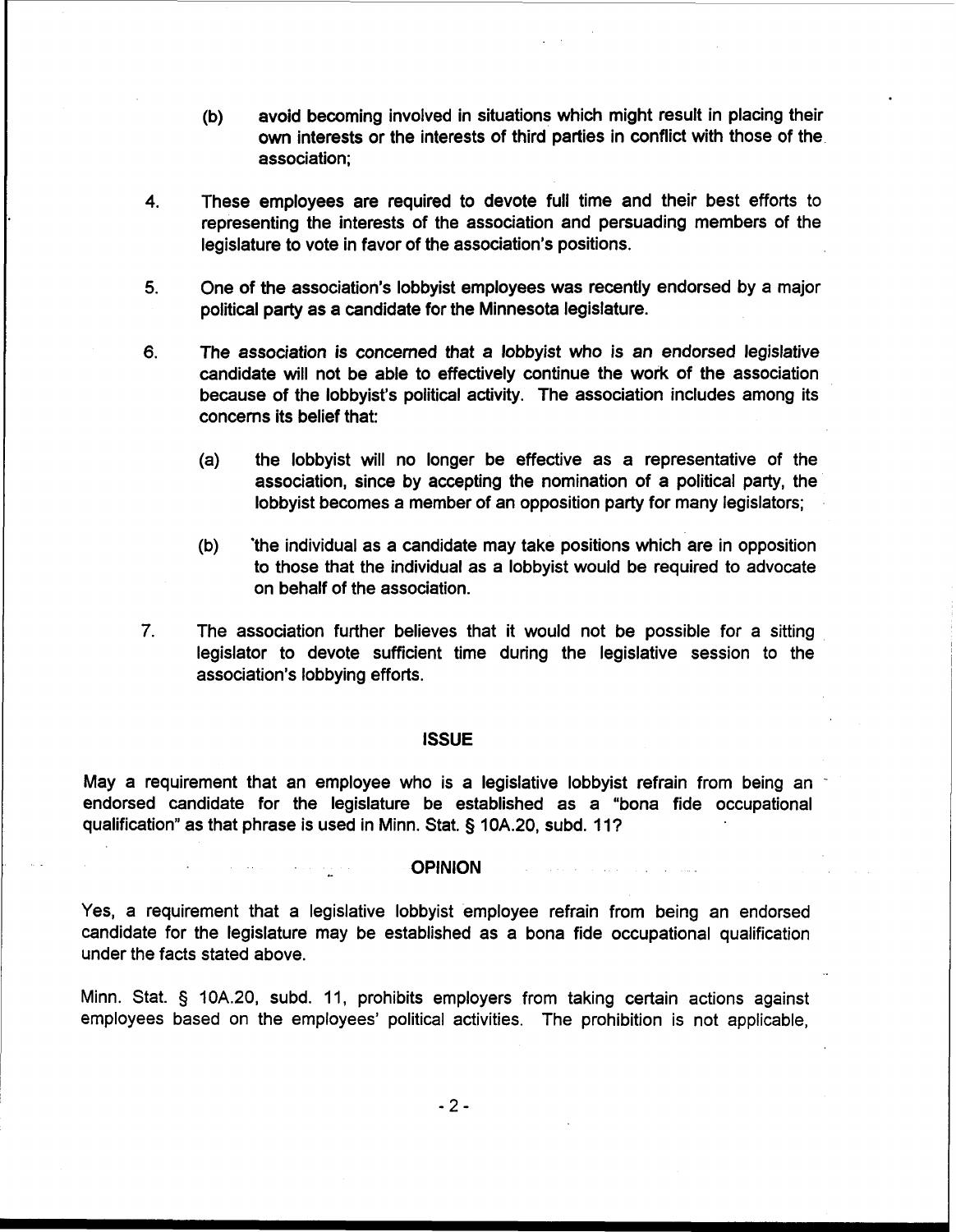(b) avoid becoming involved in situations which might result in placing their own interests or the interests of third parties in conflict with those of the association;

4. These employees are required to devote full time and their best efforts to representing the interests of the association and persuading members of the legislature to vote in favor of the association's positions.

5. One of the association's lobbyist employees was recently endorsed by a major political party as a candidate for the Minnesota legislature.

6. The association is concerned that a lobbyist who is an endorsed legislative candidate will not be able to effectively continue the work of the association because of the lobbyist's political activity. The association includes among its concerns its belief that:

   (a) the lobbyist will no longer be effective as a representative of the association, since by accepting the nomination of a political party, the lobbyist becomes a member of an opposition party for many legislators;

   (b) the individual as a candidate may take positions which are in opposition to those that the individual as a lobbyist would be required to advocate on behalf of the association.

7. The association further believes that it would not be possible for a sitting legislator to devote sufficient time during the legislative session to the association's lobbying efforts.

## ISSUE

May a requirement that an employee who is a legislative lobbyist refrain from being an endorsed candidate for the legislature be established as a "bona fide occupational qualification" as that phrase is used in Minn. Stat. § 10A.20, subd. 11?

## OPINION

Yes, a requirement that a legislative lobbyist employee refrain from being an endorsed candidate for the legislature may be established as a bona fide occupational qualification under the facts stated above.

Minn. Stat. § 10A.20, subd. 11, prohibits employers from taking certain actions against employees based on the employees' political activities. The prohibition is not applicable,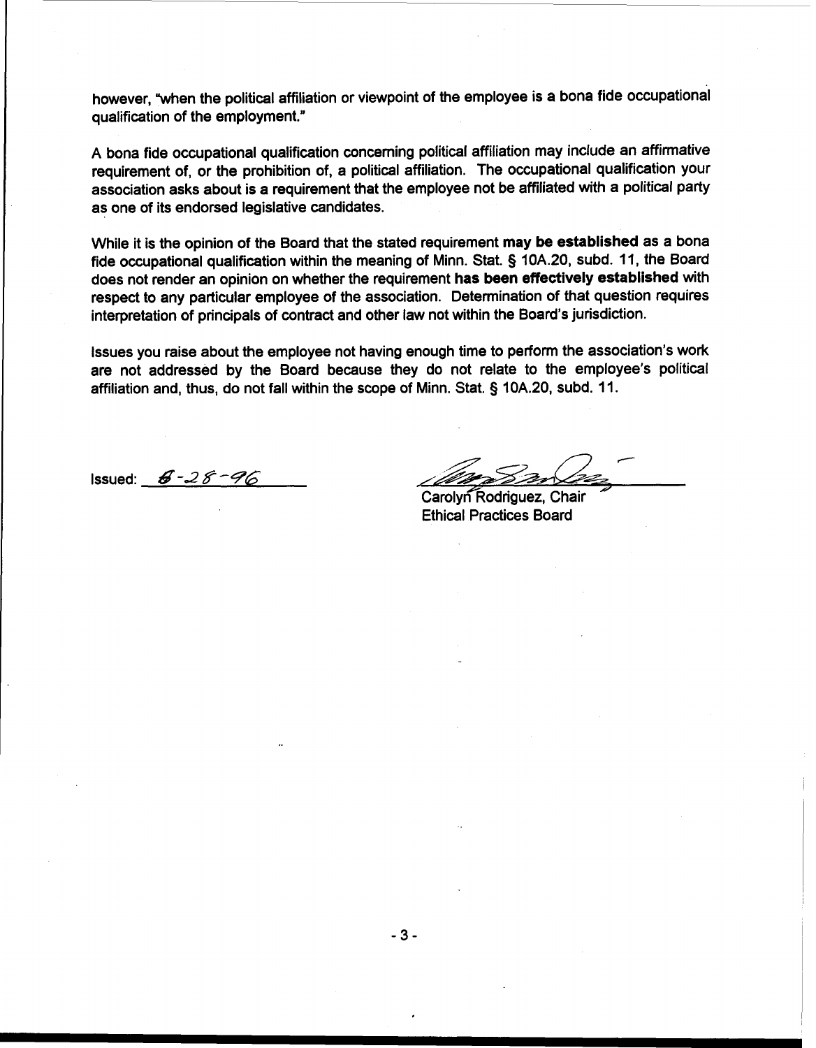however, "when the political affiliation or viewpoint of the employee is a bona fide occupational qualification of the employment."

A bona fide occupational qualification concerning political affiliation may include an affirmative requirement of, or the prohibition of, a political affiliation. The occupational qualification your association asks about is a requirement that the employee not be affiliated with a political party as one of its endorsed legislative candidates.

While it is the opinion of the Board that the stated requirement **may be established** as a bona fide occupational qualification within the meaning of Minn. Stat. § 10A.20, subd. 11, the Board does not render an opinion on whether the requirement **has been effectively established** with respect to any particular employee of the association. Determination of that question requires interpretation of principals of contract and other law not within the Board's jurisdiction.

Issues you raise about the employee not having enough time to perform the association's work are not addressed by the Board because they do not relate to the employee's political affiliation and, thus, do not fall within the scope of Minn. Stat. § 10A.20, subd. 11.

Issued: 8-28-96

Carolyn Rodriguez, Chair
Ethical Practices Board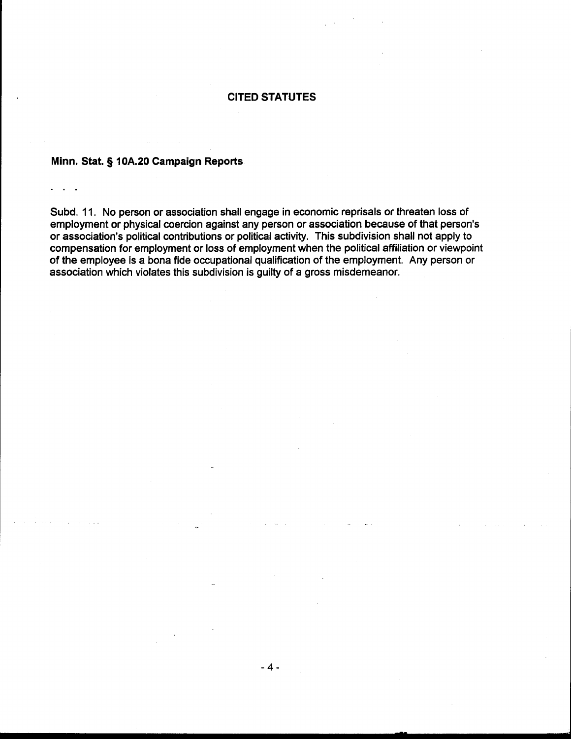# CITED STATUTES

**Minn. Stat. § 10A.20 Campaign Reports**

. . .

Subd. 11. No person or association shall engage in economic reprisals or threaten loss of employment or physical coercion against any person or association because of that person's or association's political contributions or political activity. This subdivision shall not apply to compensation for employment or loss of employment when the political affiliation or viewpoint of the employee is a bona fide occupational qualification of the employment. Any person or association which violates this subdivision is guilty of a gross misdemeanor.